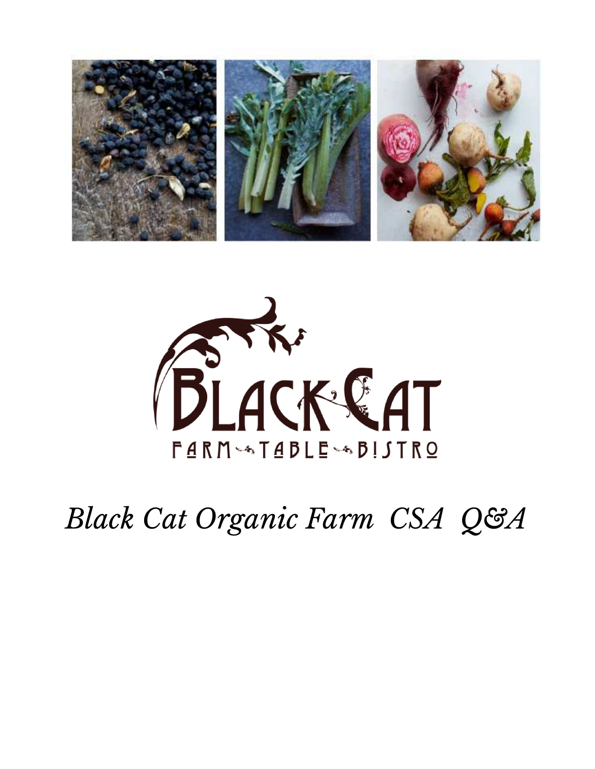BLACK CAT

FARM · TABLE · BISTRO

*Black Cat Organic Farm CSA Q&A*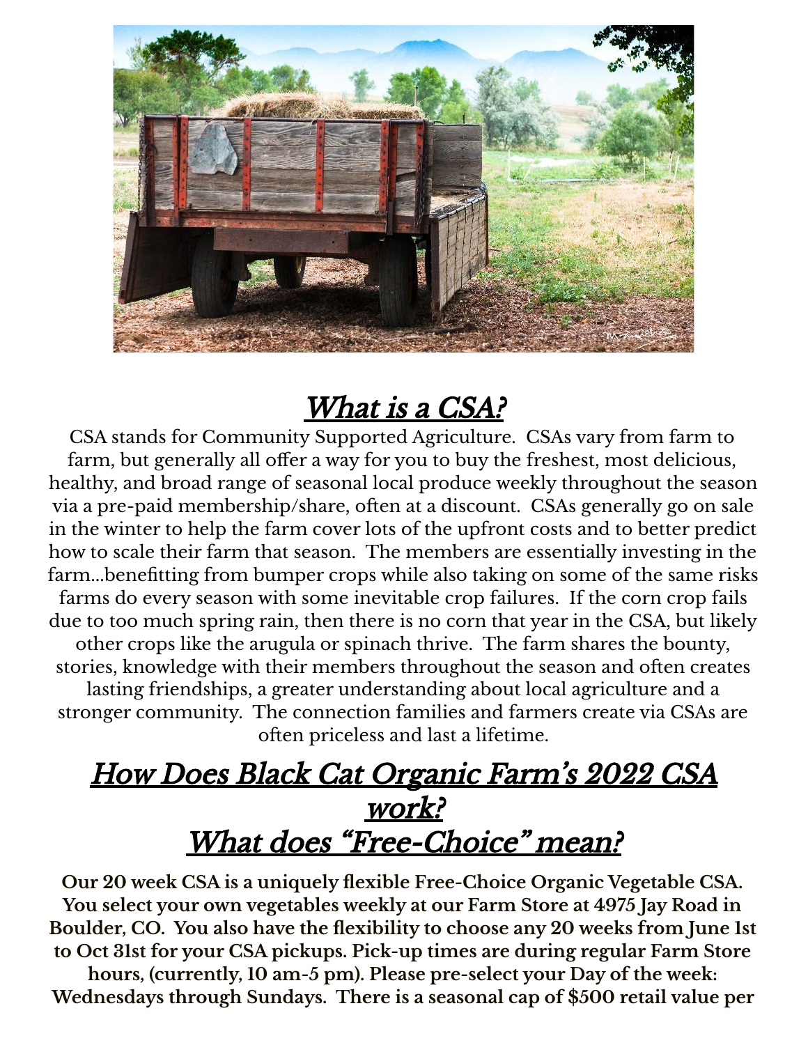## *What is a CSA?*

CSA stands for Community Supported Agriculture. CSAs vary from farm to farm, but generally all offer a way for you to buy the freshest, most delicious, healthy, and broad range of seasonal local produce weekly throughout the season via a pre-paid membership/share, often at a discount. CSAs generally go on sale in the winter to help the farm cover lots of the upfront costs and to better predict how to scale their farm that season. The members are essentially investing in the farm...benefitting from bumper crops while also taking on some of the same risks farms do every season with some inevitable crop failures. If the corn crop fails due to too much spring rain, then there is no corn that year in the CSA, but likely other crops like the arugula or spinach thrive. The farm shares the bounty, stories, knowledge with their members throughout the season and often creates lasting friendships, a greater understanding about local agriculture and a stronger community. The connection families and farmers create via CSAs are often priceless and last a lifetime.

## *How Does Black Cat Organic Farm's 2022 CSA work?*
## *What does "Free-Choice" mean?*

**Our 20 week CSA is a uniquely flexible Free-Choice Organic Vegetable CSA. You select your own vegetables weekly at our Farm Store at 4975 Jay Road in Boulder, CO. You also have the flexibility to choose any 20 weeks from June 1st to Oct 31st for your CSA pickups. Pick-up times are during regular Farm Store hours, (currently, 10 am-5 pm). Please pre-select your Day of the week: Wednesdays through Sundays. There is a seasonal cap of $500 retail value per**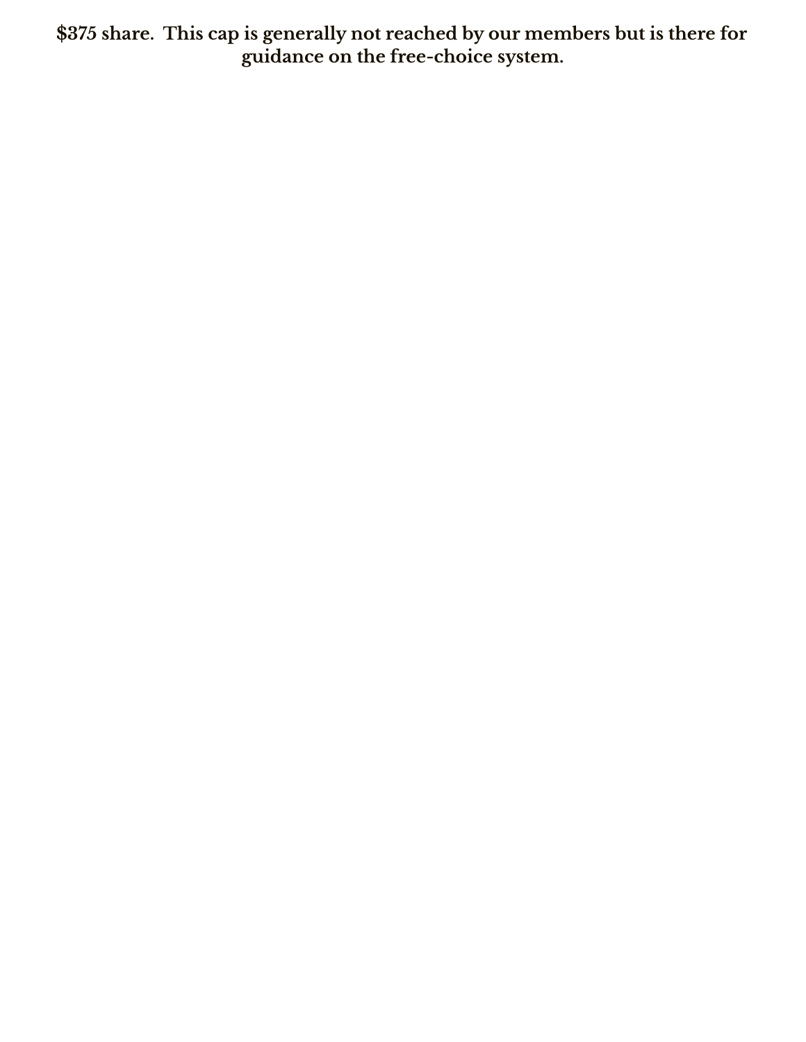**$375 share. This cap is generally not reached by our members but is there for guidance on the free-choice system.**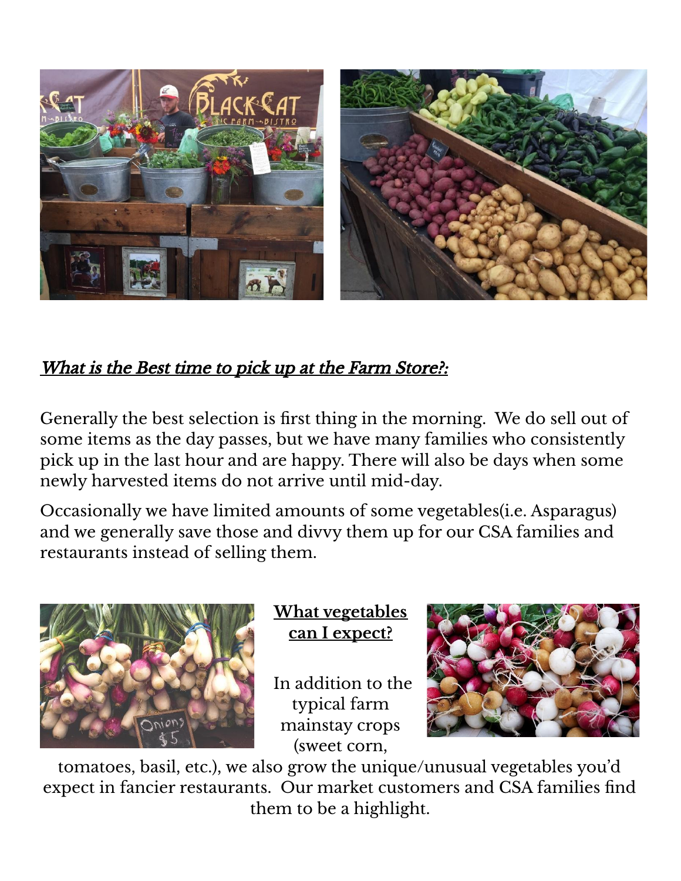## ***What is the Best time to pick up at the Farm Store?:***

Generally the best selection is first thing in the morning. We do sell out of some items as the day passes, but we have many families who consistently pick up in the last hour and are happy. There will also be days when some newly harvested items do not arrive until mid-day.

Occasionally we have limited amounts of some vegetables(i.e. Asparagus) and we generally save those and divvy them up for our CSA families and restaurants instead of selling them.

## **What vegetables can I expect?**

In addition to the typical farm mainstay crops (sweet corn, tomatoes, basil, etc.), we also grow the unique/unusual vegetables you'd expect in fancier restaurants. Our market customers and CSA families find them to be a highlight.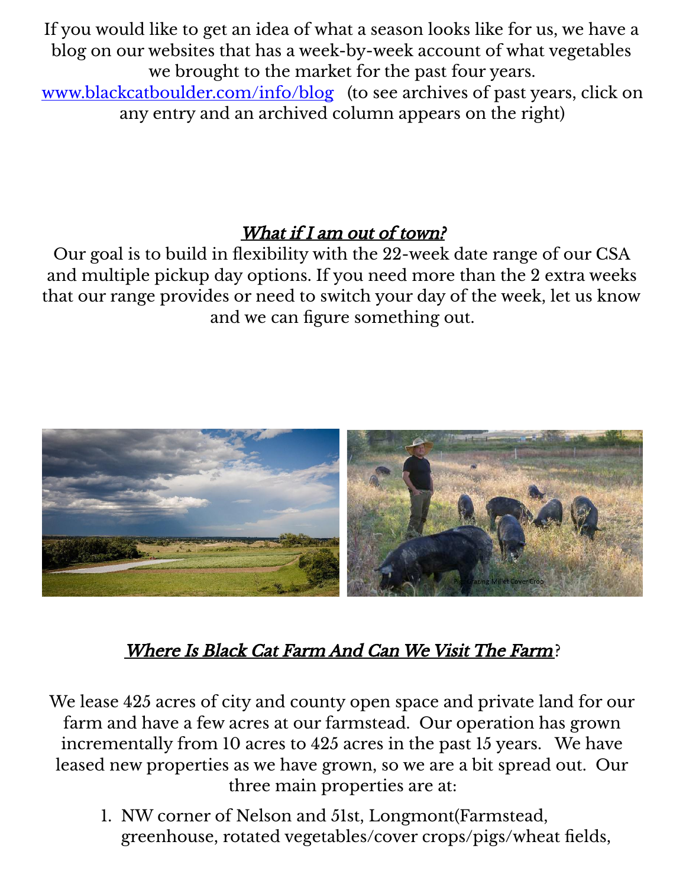If you would like to get an idea of what a season looks like for us, we have a blog on our websites that has a week-by-week account of what vegetables we brought to the market for the past four years. [www.blackcatboulder.com/info/blog](http://www.blackcatboulder.com/info/blog) (to see archives of past years, click on any entry and an archived column appears on the right)

## *What if I am out of town?*

Our goal is to build in flexibility with the 22-week date range of our CSA and multiple pickup day options. If you need more than the 2 extra weeks that our range provides or need to switch your day of the week, let us know and we can figure something out.

Pigs Grazing Millet Cover Crop

## *Where Is Black Cat Farm And Can We Visit The Farm*?

We lease 425 acres of city and county open space and private land for our farm and have a few acres at our farmstead. Our operation has grown incrementally from 10 acres to 425 acres in the past 15 years. We have leased new properties as we have grown, so we are a bit spread out. Our three main properties are at:

1. NW corner of Nelson and 51st, Longmont(Farmstead, greenhouse, rotated vegetables/cover crops/pigs/wheat fields,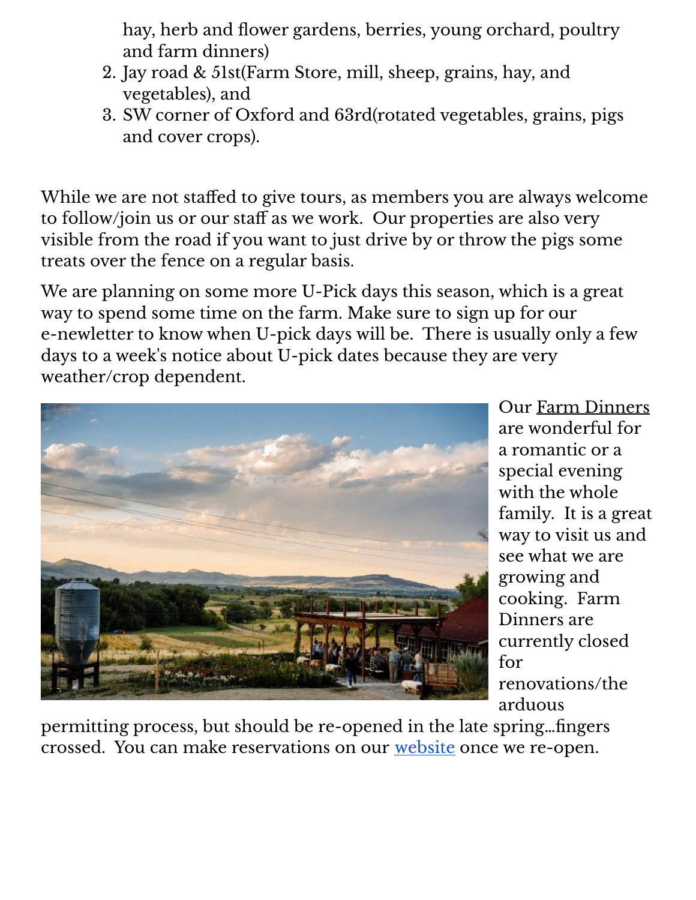hay, herb and flower gardens, berries, young orchard, poultry and farm dinners)
2. Jay road & 51st(Farm Store, mill, sheep, grains, hay, and vegetables), and
3. SW corner of Oxford and 63rd(rotated vegetables, grains, pigs and cover crops).

While we are not staffed to give tours, as members you are always welcome to follow/join us or our staff as we work. Our properties are also very visible from the road if you want to just drive by or throw the pigs some treats over the fence on a regular basis.

We are planning on some more U-Pick days this season, which is a great way to spend some time on the farm. Make sure to sign up for our e-newletter to know when U-pick days will be. There is usually only a few days to a week's notice about U-pick dates because they are very weather/crop dependent.

Our Farm Dinners are wonderful for a romantic or a special evening with the whole family. It is a great way to visit us and see what we are growing and cooking. Farm Dinners are currently closed for renovations/the arduous permitting process, but should be re-opened in the late spring…fingers crossed. You can make reservations on our [website](website) once we re-open.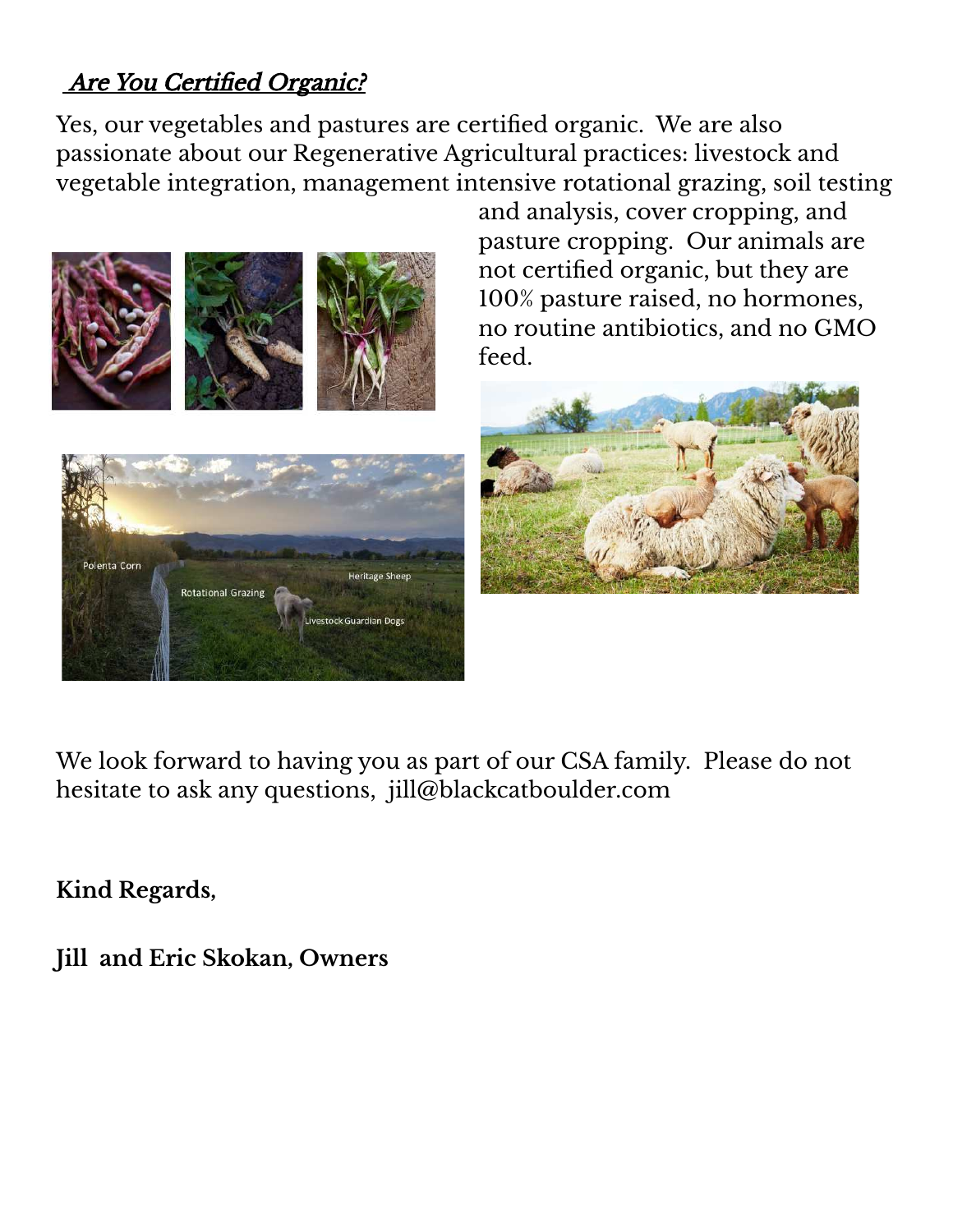## *Are You Certified Organic?*

Yes, our vegetables and pastures are certified organic. We are also passionate about our Regenerative Agricultural practices: livestock and vegetable integration, management intensive rotational grazing, soil testing and analysis, cover cropping, and pasture cropping. Our animals are not certified organic, but they are 100% pasture raised, no hormones, no routine antibiotics, and no GMO feed.

We look forward to having you as part of our CSA family. Please do not hesitate to ask any questions, jill@blackcatboulder.com

**Kind Regards,**

**Jill and Eric Skokan, Owners**